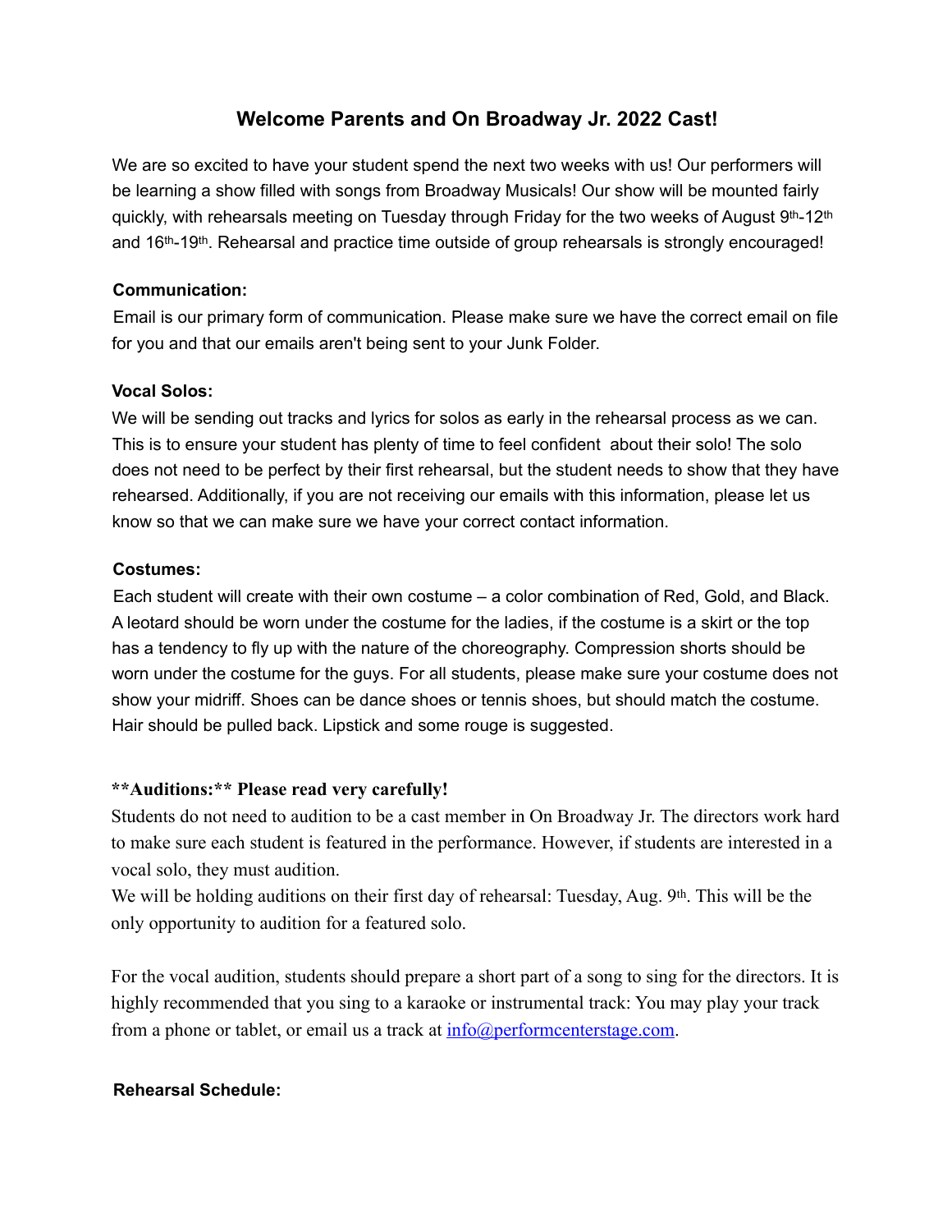# Welcome Parents and On Broadway Jr. 2022 Cast!

We are so excited to have your student spend the next two weeks with us! Our performers will be learning a show filled with songs from Broadway Musicals! Our show will be mounted fairly quickly, with rehearsals meeting on Tuesday through Friday for the two weeks of August 9th-12th and 16th-19th. Rehearsal and practice time outside of group rehearsals is strongly encouraged!

**Communication:**

Email is our primary form of communication. Please make sure we have the correct email on file for you and that our emails aren't being sent to your Junk Folder.

**Vocal Solos:**

We will be sending out tracks and lyrics for solos as early in the rehearsal process as we can. This is to ensure your student has plenty of time to feel confident about their solo! The solo does not need to be perfect by their first rehearsal, but the student needs to show that they have rehearsed. Additionally, if you are not receiving our emails with this information, please let us know so that we can make sure we have your correct contact information.

**Costumes:**

Each student will create with their own costume – a color combination of Red, Gold, and Black. A leotard should be worn under the costume for the ladies, if the costume is a skirt or the top has a tendency to fly up with the nature of the choreography. Compression shorts should be worn under the costume for the guys. For all students, please make sure your costume does not show your midriff. Shoes can be dance shoes or tennis shoes, but should match the costume. Hair should be pulled back. Lipstick and some rouge is suggested.

****Auditions:** Please read very carefully!**

Students do not need to audition to be a cast member in On Broadway Jr. The directors work hard to make sure each student is featured in the performance. However, if students are interested in a vocal solo, they must audition.

We will be holding auditions on their first day of rehearsal: Tuesday, Aug. 9th. This will be the only opportunity to audition for a featured solo.

For the vocal audition, students should prepare a short part of a song to sing for the directors. It is highly recommended that you sing to a karaoke or instrumental track: You may play your track from a phone or tablet, or email us a track at info@performcenterstage.com.

**Rehearsal Schedule:**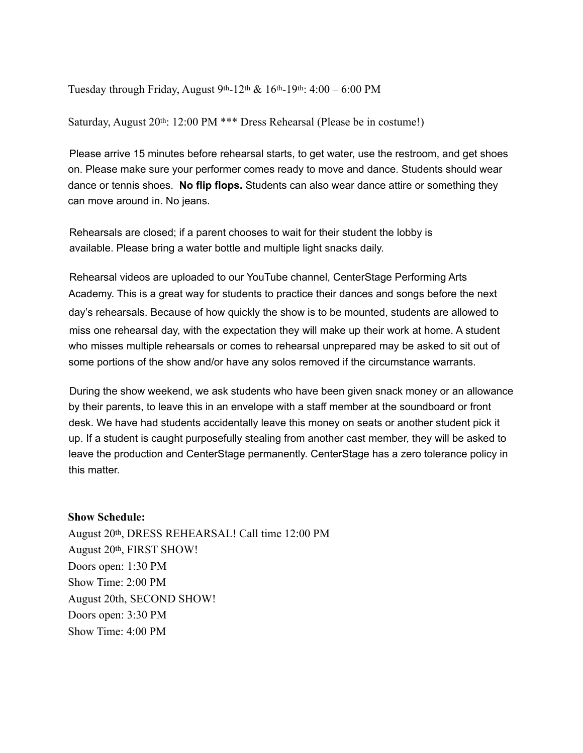Tuesday through Friday, August 9th-12th & 16th-19th: 4:00 – 6:00 PM

Saturday, August 20th: 12:00 PM *** Dress Rehearsal (Please be in costume!)

Please arrive 15 minutes before rehearsal starts, to get water, use the restroom, and get shoes on. Please make sure your performer comes ready to move and dance. Students should wear dance or tennis shoes. **No flip flops.** Students can also wear dance attire or something they can move around in. No jeans.

Rehearsals are closed; if a parent chooses to wait for their student the lobby is available. Please bring a water bottle and multiple light snacks daily.

Rehearsal videos are uploaded to our YouTube channel, CenterStage Performing Arts Academy. This is a great way for students to practice their dances and songs before the next day's rehearsals. Because of how quickly the show is to be mounted, students are allowed to miss one rehearsal day, with the expectation they will make up their work at home. A student who misses multiple rehearsals or comes to rehearsal unprepared may be asked to sit out of some portions of the show and/or have any solos removed if the circumstance warrants.

During the show weekend, we ask students who have been given snack money or an allowance by their parents, to leave this in an envelope with a staff member at the soundboard or front desk. We have had students accidentally leave this money on seats or another student pick it up. If a student is caught purposefully stealing from another cast member, they will be asked to leave the production and CenterStage permanently. CenterStage has a zero tolerance policy in this matter.

**Show Schedule:**

August 20th, DRESS REHEARSAL! Call time 12:00 PM
August 20th, FIRST SHOW!
Doors open: 1:30 PM
Show Time: 2:00 PM
August 20th, SECOND SHOW!
Doors open: 3:30 PM
Show Time: 4:00 PM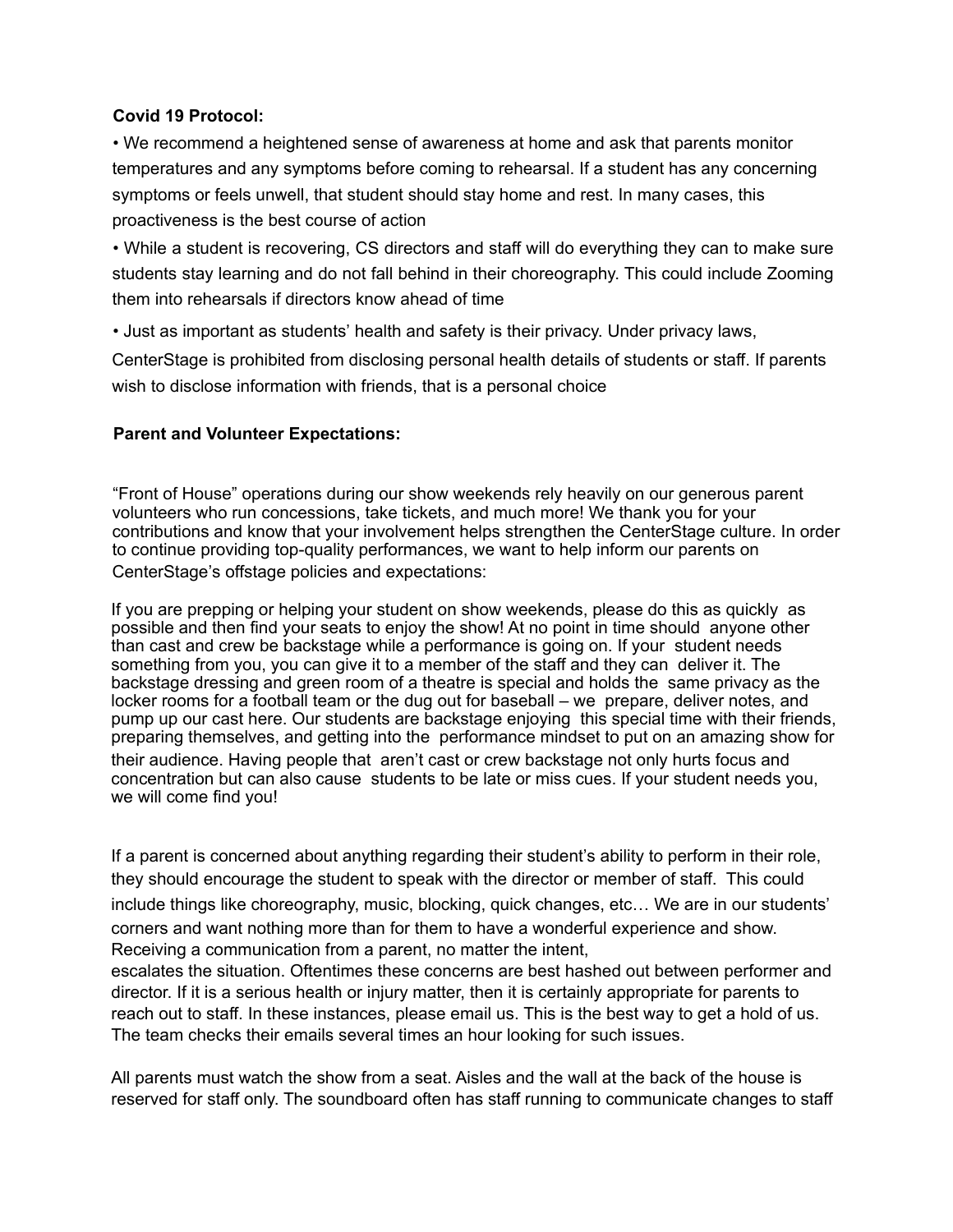**Covid 19 Protocol:**

- We recommend a heightened sense of awareness at home and ask that parents monitor temperatures and any symptoms before coming to rehearsal. If a student has any concerning symptoms or feels unwell, that student should stay home and rest. In many cases, this proactiveness is the best course of action
- While a student is recovering, CS directors and staff will do everything they can to make sure students stay learning and do not fall behind in their choreography. This could include Zooming them into rehearsals if directors know ahead of time
- Just as important as students' health and safety is their privacy. Under privacy laws, CenterStage is prohibited from disclosing personal health details of students or staff. If parents wish to disclose information with friends, that is a personal choice

**Parent and Volunteer Expectations:**

"Front of House" operations during our show weekends rely heavily on our generous parent volunteers who run concessions, take tickets, and much more! We thank you for your contributions and know that your involvement helps strengthen the CenterStage culture. In order to continue providing top-quality performances, we want to help inform our parents on CenterStage's offstage policies and expectations:

If you are prepping or helping your student on show weekends, please do this as quickly as possible and then find your seats to enjoy the show! At no point in time should anyone other than cast and crew be backstage while a performance is going on. If your student needs something from you, you can give it to a member of the staff and they can deliver it. The backstage dressing and green room of a theatre is special and holds the same privacy as the locker rooms for a football team or the dug out for baseball – we prepare, deliver notes, and pump up our cast here. Our students are backstage enjoying this special time with their friends, preparing themselves, and getting into the performance mindset to put on an amazing show for their audience. Having people that aren't cast or crew backstage not only hurts focus and concentration but can also cause students to be late or miss cues. If your student needs you, we will come find you!

If a parent is concerned about anything regarding their student's ability to perform in their role, they should encourage the student to speak with the director or member of staff. This could include things like choreography, music, blocking, quick changes, etc… We are in our students' corners and want nothing more than for them to have a wonderful experience and show. Receiving a communication from a parent, no matter the intent, escalates the situation. Oftentimes these concerns are best hashed out between performer and director. If it is a serious health or injury matter, then it is certainly appropriate for parents to reach out to staff. In these instances, please email us. This is the best way to get a hold of us. The team checks their emails several times an hour looking for such issues.

All parents must watch the show from a seat. Aisles and the wall at the back of the house is reserved for staff only. The soundboard often has staff running to communicate changes to staff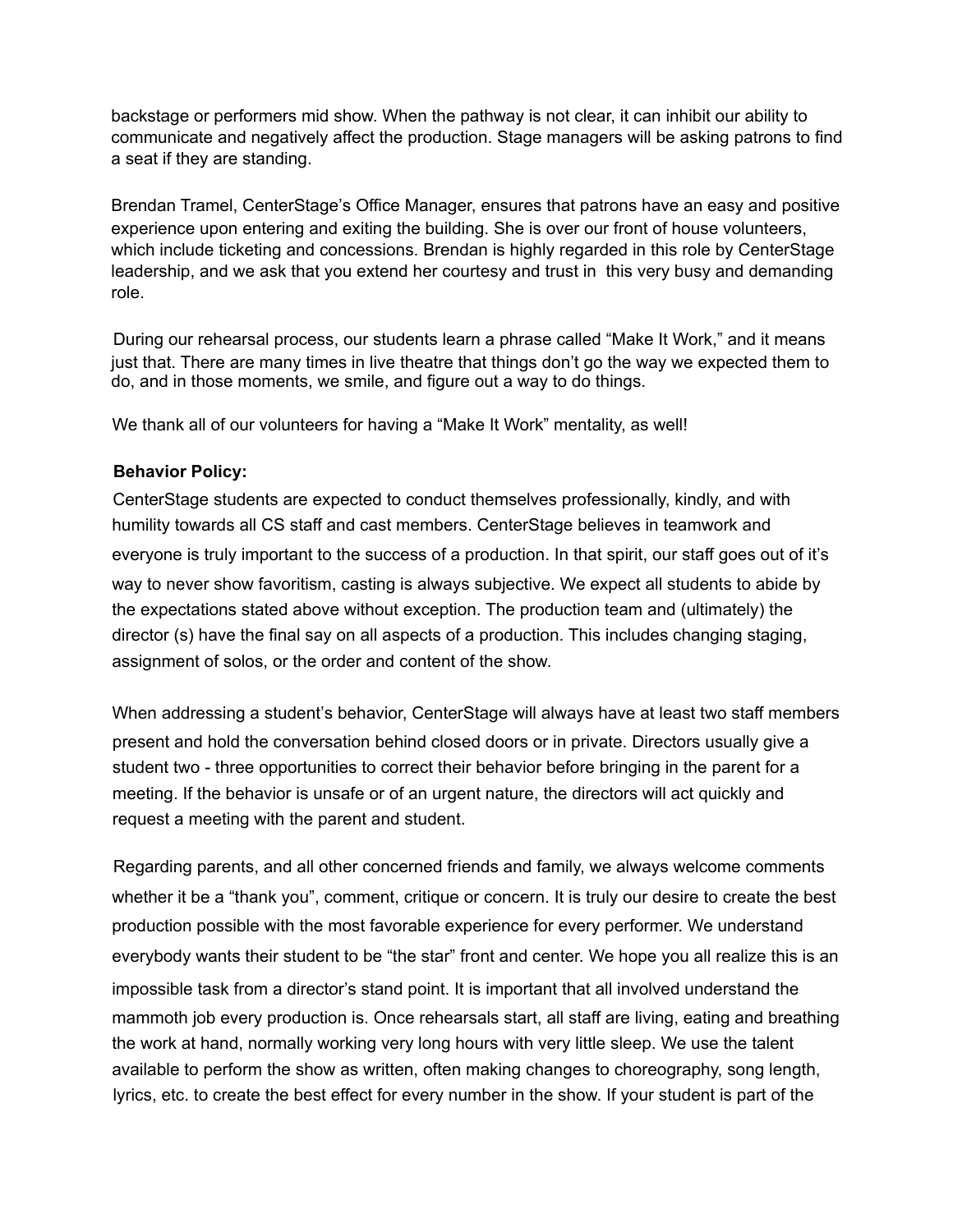backstage or performers mid show. When the pathway is not clear, it can inhibit our ability to communicate and negatively affect the production. Stage managers will be asking patrons to find a seat if they are standing.

Brendan Tramel, CenterStage's Office Manager, ensures that patrons have an easy and positive experience upon entering and exiting the building. She is over our front of house volunteers, which include ticketing and concessions. Brendan is highly regarded in this role by CenterStage leadership, and we ask that you extend her courtesy and trust in this very busy and demanding role.

During our rehearsal process, our students learn a phrase called "Make It Work," and it means just that. There are many times in live theatre that things don't go the way we expected them to do, and in those moments, we smile, and figure out a way to do things.

We thank all of our volunteers for having a "Make It Work" mentality, as well!

**Behavior Policy:**

CenterStage students are expected to conduct themselves professionally, kindly, and with humility towards all CS staff and cast members. CenterStage believes in teamwork and everyone is truly important to the success of a production. In that spirit, our staff goes out of it's way to never show favoritism, casting is always subjective. We expect all students to abide by the expectations stated above without exception. The production team and (ultimately) the director (s) have the final say on all aspects of a production. This includes changing staging, assignment of solos, or the order and content of the show.

When addressing a student's behavior, CenterStage will always have at least two staff members present and hold the conversation behind closed doors or in private. Directors usually give a student two - three opportunities to correct their behavior before bringing in the parent for a meeting. If the behavior is unsafe or of an urgent nature, the directors will act quickly and request a meeting with the parent and student.

Regarding parents, and all other concerned friends and family, we always welcome comments whether it be a "thank you", comment, critique or concern. It is truly our desire to create the best production possible with the most favorable experience for every performer. We understand everybody wants their student to be "the star" front and center. We hope you all realize this is an impossible task from a director's stand point. It is important that all involved understand the mammoth job every production is. Once rehearsals start, all staff are living, eating and breathing the work at hand, normally working very long hours with very little sleep. We use the talent available to perform the show as written, often making changes to choreography, song length, lyrics, etc. to create the best effect for every number in the show. If your student is part of the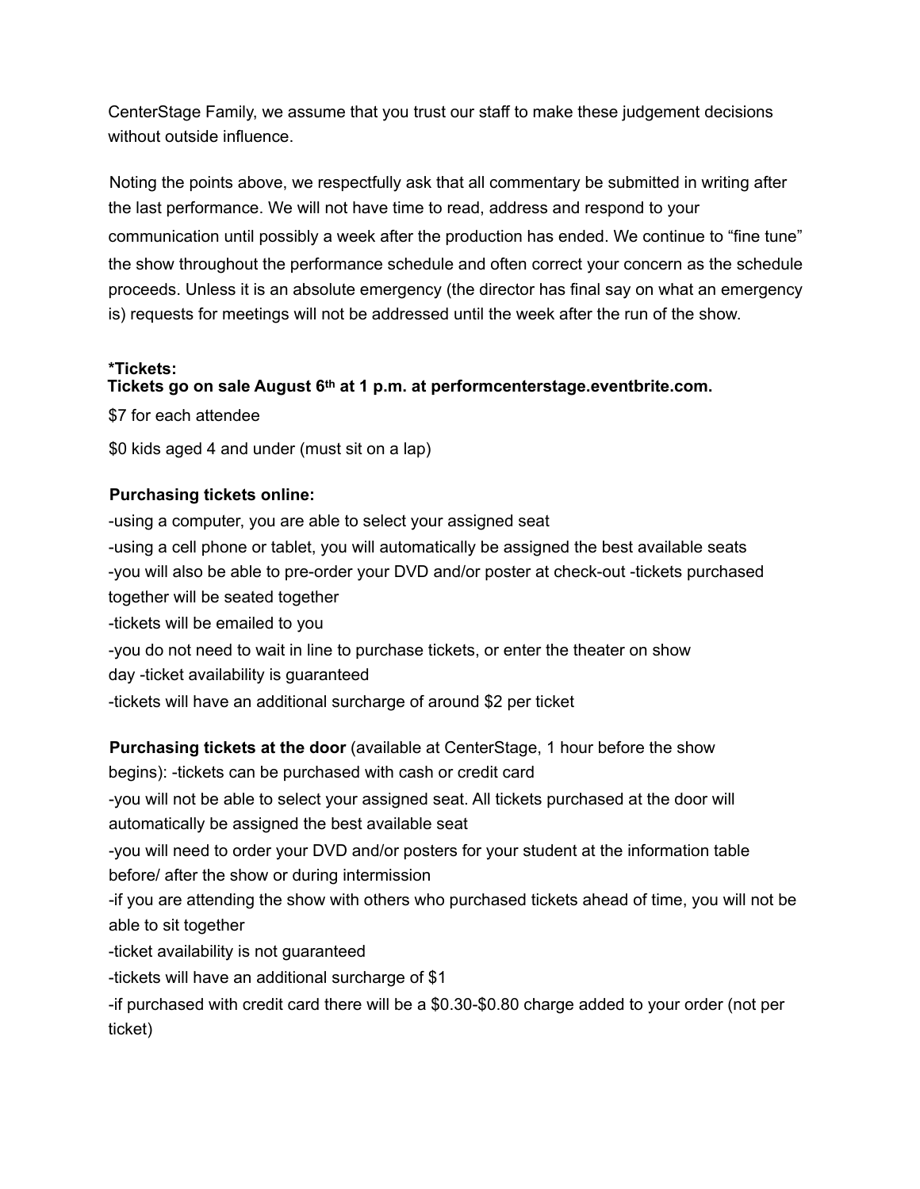CenterStage Family, we assume that you trust our staff to make these judgement decisions without outside influence.

Noting the points above, we respectfully ask that all commentary be submitted in writing after the last performance. We will not have time to read, address and respond to your communication until possibly a week after the production has ended. We continue to "fine tune" the show throughout the performance schedule and often correct your concern as the schedule proceeds. Unless it is an absolute emergency (the director has final say on what an emergency is) requests for meetings will not be addressed until the week after the run of the show.

**\*Tickets:**
**Tickets go on sale August 6th at 1 p.m. at performcenterstage.eventbrite.com.**

$7 for each attendee

$0 kids aged 4 and under (must sit on a lap)

**Purchasing tickets online:**

- using a computer, you are able to select your assigned seat
- using a cell phone or tablet, you will automatically be assigned the best available seats
- you will also be able to pre-order your DVD and/or poster at check-out
- tickets purchased together will be seated together
- tickets will be emailed to you
- you do not need to wait in line to purchase tickets, or enter the theater on show day
- ticket availability is guaranteed
- tickets will have an additional surcharge of around $2 per ticket

**Purchasing tickets at the door** (available at CenterStage, 1 hour before the show begins):

- tickets can be purchased with cash or credit card
- you will not be able to select your assigned seat. All tickets purchased at the door will automatically be assigned the best available seat
- you will need to order your DVD and/or posters for your student at the information table before/ after the show or during intermission
- if you are attending the show with others who purchased tickets ahead of time, you will not be able to sit together
- ticket availability is not guaranteed
- tickets will have an additional surcharge of $1
- if purchased with credit card there will be a $0.30-$0.80 charge added to your order (not per ticket)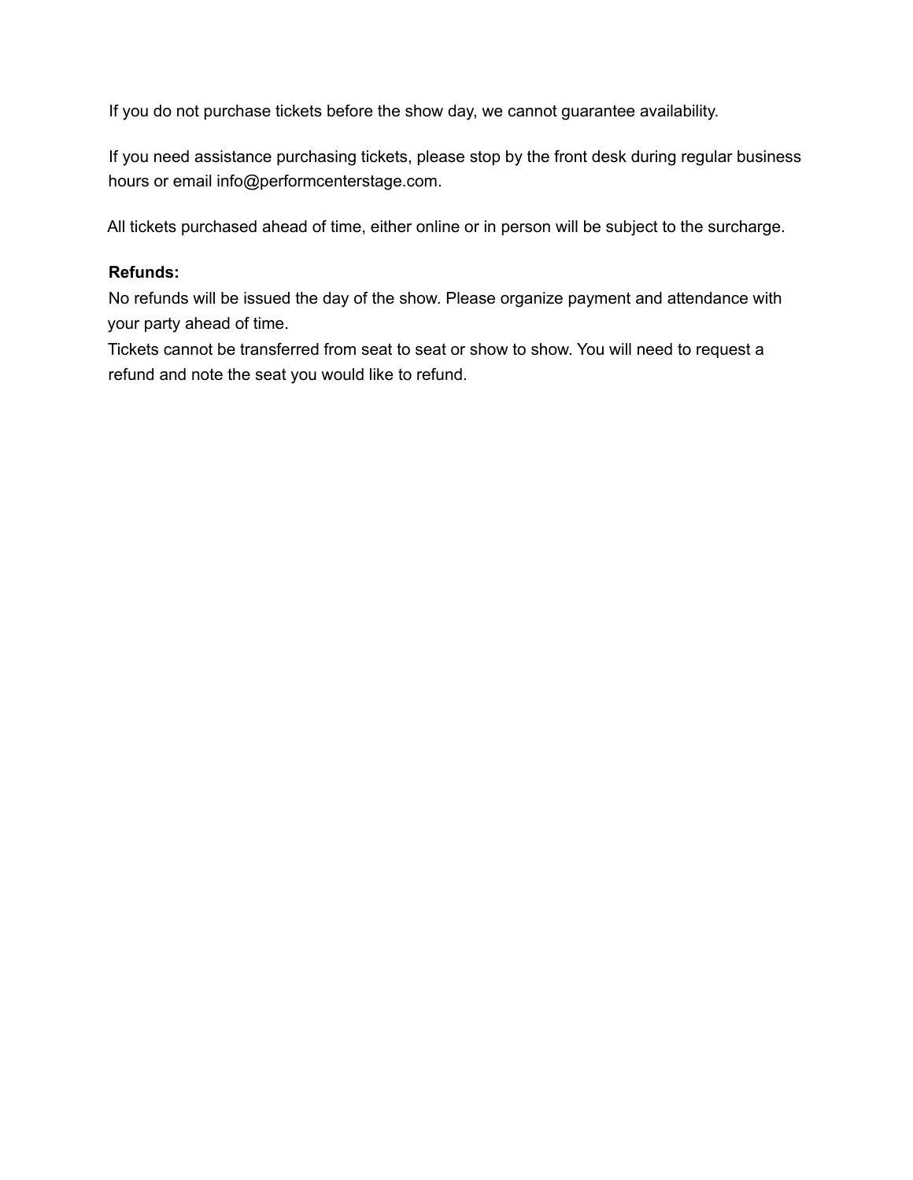If you do not purchase tickets before the show day, we cannot guarantee availability.

If you need assistance purchasing tickets, please stop by the front desk during regular business hours or email info@performcenterstage.com.

All tickets purchased ahead of time, either online or in person will be subject to the surcharge.

**Refunds:**
No refunds will be issued the day of the show. Please organize payment and attendance with your party ahead of time.
Tickets cannot be transferred from seat to seat or show to show. You will need to request a refund and note the seat you would like to refund.